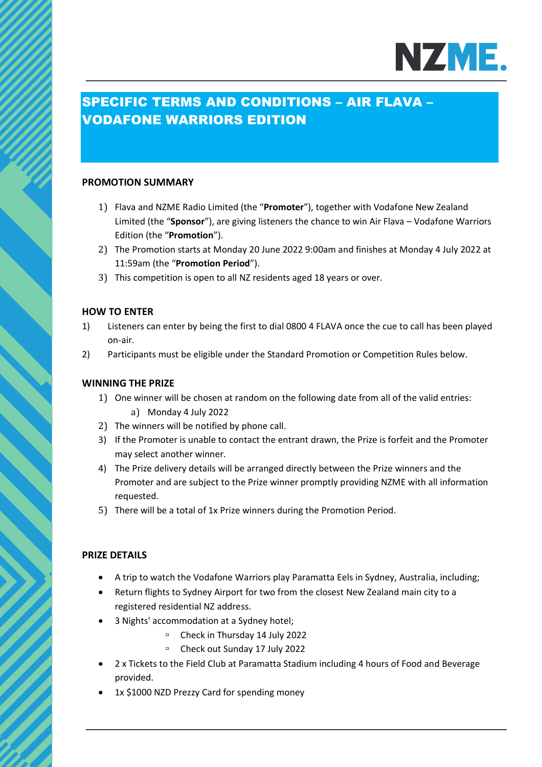# SPECIFIC TERMS AND CONDITIONS – AIR FLAVA – VODAFONE WARRIORS EDITION

## PROMOTION SUMMARY

1) Flava and NZME Radio Limited (the "**Promoter**"), together with Vodafone New Zealand Limited (the "**Sponsor**"), are giving listeners the chance to win Air Flava – Vodafone Warriors Edition (the "**Promotion**").
2) The Promotion starts at Monday 20 June 2022 9:00am and finishes at Monday 4 July 2022 at 11:59am (the "**Promotion Period**").
3) This competition is open to all NZ residents aged 18 years or over.

## HOW TO ENTER

1) Listeners can enter by being the first to dial 0800 4 FLAVA once the cue to call has been played on-air.
2) Participants must be eligible under the Standard Promotion or Competition Rules below.

## WINNING THE PRIZE

1) One winner will be chosen at random on the following date from all of the valid entries:
   a) Monday 4 July 2022
2) The winners will be notified by phone call.
3) If the Promoter is unable to contact the entrant drawn, the Prize is forfeit and the Promoter may select another winner.
4) The Prize delivery details will be arranged directly between the Prize winners and the Promoter and are subject to the Prize winner promptly providing NZME with all information requested.
5) There will be a total of 1x Prize winners during the Promotion Period.

## PRIZE DETAILS

- A trip to watch the Vodafone Warriors play Paramatta Eels in Sydney, Australia, including;
- Return flights to Sydney Airport for two from the closest New Zealand main city to a registered residential NZ address.
- 3 Nights' accommodation at a Sydney hotel;
  - Check in Thursday 14 July 2022
  - Check out Sunday 17 July 2022
- 2 x Tickets to the Field Club at Paramatta Stadium including 4 hours of Food and Beverage provided.
- 1x $1000 NZD Prezzy Card for spending money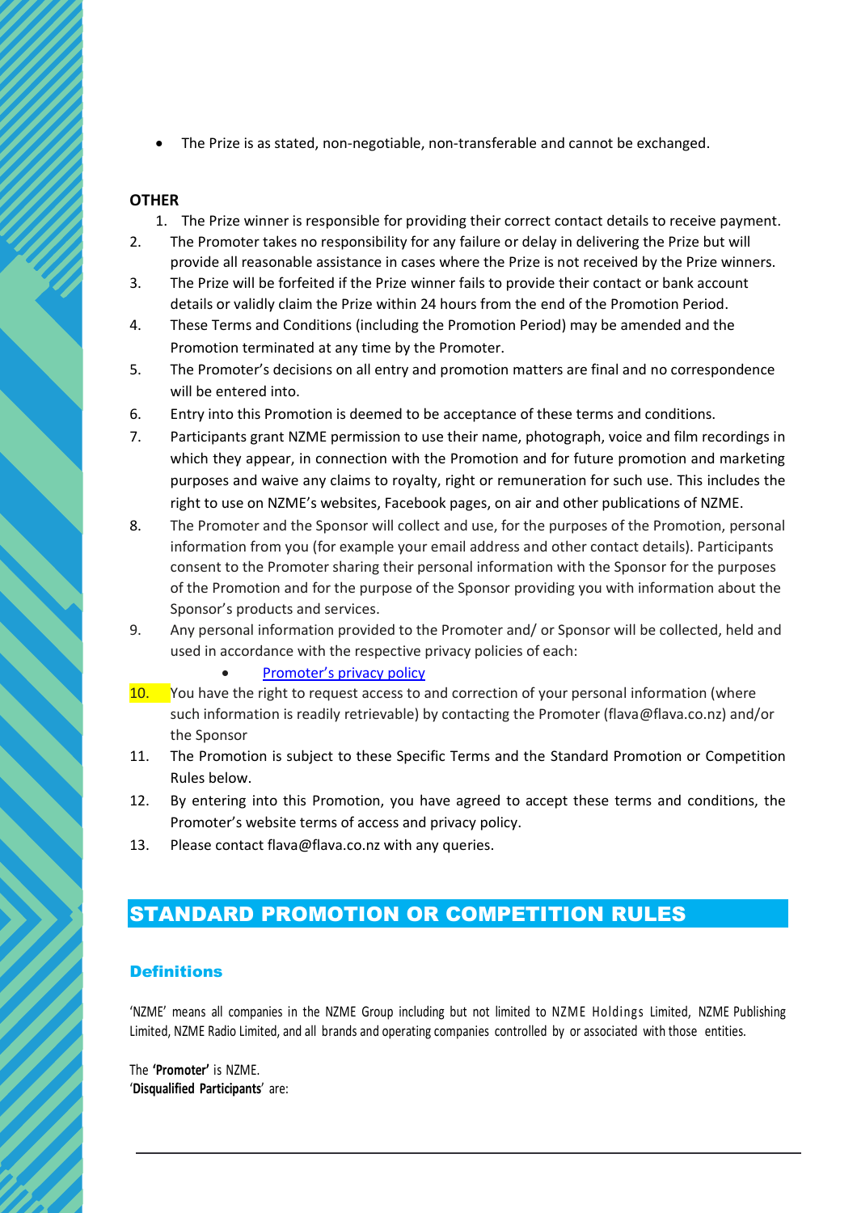- The Prize is as stated, non-negotiable, non-transferable and cannot be exchanged.

**OTHER**

1. The Prize winner is responsible for providing their correct contact details to receive payment.
2. The Promoter takes no responsibility for any failure or delay in delivering the Prize but will provide all reasonable assistance in cases where the Prize is not received by the Prize winners.
3. The Prize will be forfeited if the Prize winner fails to provide their contact or bank account details or validly claim the Prize within 24 hours from the end of the Promotion Period.
4. These Terms and Conditions (including the Promotion Period) may be amended and the Promotion terminated at any time by the Promoter.
5. The Promoter's decisions on all entry and promotion matters are final and no correspondence will be entered into.
6. Entry into this Promotion is deemed to be acceptance of these terms and conditions.
7. Participants grant NZME permission to use their name, photograph, voice and film recordings in which they appear, in connection with the Promotion and for future promotion and marketing purposes and waive any claims to royalty, right or remuneration for such use. This includes the right to use on NZME's websites, Facebook pages, on air and other publications of NZME.
8. The Promoter and the Sponsor will collect and use, for the purposes of the Promotion, personal information from you (for example your email address and other contact details). Participants consent to the Promoter sharing their personal information with the Sponsor for the purposes of the Promotion and for the purpose of the Sponsor providing you with information about the Sponsor's products and services.
9. Any personal information provided to the Promoter and/ or Sponsor will be collected, held and used in accordance with the respective privacy policies of each:
   - Promoter's privacy policy
10. You have the right to request access to and correction of your personal information (where such information is readily retrievable) by contacting the Promoter (flava@flava.co.nz) and/or the Sponsor
11. The Promotion is subject to these Specific Terms and the Standard Promotion or Competition Rules below.
12. By entering into this Promotion, you have agreed to accept these terms and conditions, the Promoter's website terms of access and privacy policy.
13. Please contact flava@flava.co.nz with any queries.

## STANDARD PROMOTION OR COMPETITION RULES

### Definitions

'NZME' means all companies in the NZME Group including but not limited to NZME Holdings Limited, NZME Publishing Limited, NZME Radio Limited, and all brands and operating companies controlled by or associated with those entities.

The **'Promoter'** is NZME.
'**Disqualified Participants**' are: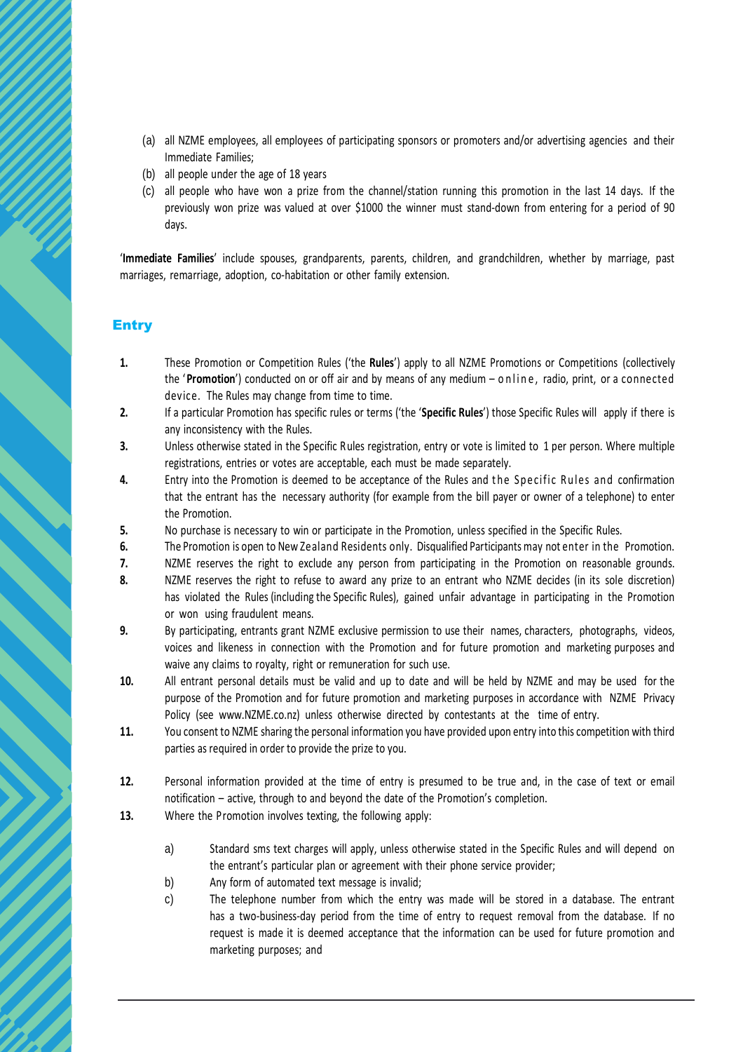(a) all NZME employees, all employees of participating sponsors or promoters and/or advertising agencies and their Immediate Families;

(b) all people under the age of 18 years

(c) all people who have won a prize from the channel/station running this promotion in the last 14 days. If the previously won prize was valued at over $1000 the winner must stand-down from entering for a period of 90 days.

'**Immediate Families**' include spouses, grandparents, parents, children, and grandchildren, whether by marriage, past marriages, remarriage, adoption, co-habitation or other family extension.

## Entry

**1.** These Promotion or Competition Rules ('the **Rules**') apply to all NZME Promotions or Competitions (collectively the '**Promotion**') conducted on or off air and by means of any medium – online, radio, print, or a connected device. The Rules may change from time to time.

**2.** If a particular Promotion has specific rules or terms ('the '**Specific Rules**') those Specific Rules will apply if there is any inconsistency with the Rules.

**3.** Unless otherwise stated in the Specific Rules registration, entry or vote is limited to 1 per person. Where multiple registrations, entries or votes are acceptable, each must be made separately.

**4.** Entry into the Promotion is deemed to be acceptance of the Rules and the Specific Rules and confirmation that the entrant has the necessary authority (for example from the bill payer or owner of a telephone) to enter the Promotion.

**5.** No purchase is necessary to win or participate in the Promotion, unless specified in the Specific Rules.

**6.** The Promotion is open to New Zealand Residents only. Disqualified Participants may not enter in the Promotion.

**7.** NZME reserves the right to exclude any person from participating in the Promotion on reasonable grounds.

**8.** NZME reserves the right to refuse to award any prize to an entrant who NZME decides (in its sole discretion) has violated the Rules (including the Specific Rules), gained unfair advantage in participating in the Promotion or won using fraudulent means.

**9.** By participating, entrants grant NZME exclusive permission to use their names, characters, photographs, videos, voices and likeness in connection with the Promotion and for future promotion and marketing purposes and waive any claims to royalty, right or remuneration for such use.

**10.** All entrant personal details must be valid and up to date and will be held by NZME and may be used for the purpose of the Promotion and for future promotion and marketing purposes in accordance with NZME Privacy Policy (see www.NZME.co.nz) unless otherwise directed by contestants at the time of entry.

**11.** You consent to NZME sharing the personal information you have provided upon entry into this competition with third parties as required in order to provide the prize to you.

**12.** Personal information provided at the time of entry is presumed to be true and, in the case of text or email notification – active, through to and beyond the date of the Promotion's completion.

**13.** Where the Promotion involves texting, the following apply:

a) Standard sms text charges will apply, unless otherwise stated in the Specific Rules and will depend on the entrant's particular plan or agreement with their phone service provider;

b) Any form of automated text message is invalid;

c) The telephone number from which the entry was made will be stored in a database. The entrant has a two-business-day period from the time of entry to request removal from the database. If no request is made it is deemed acceptance that the information can be used for future promotion and marketing purposes; and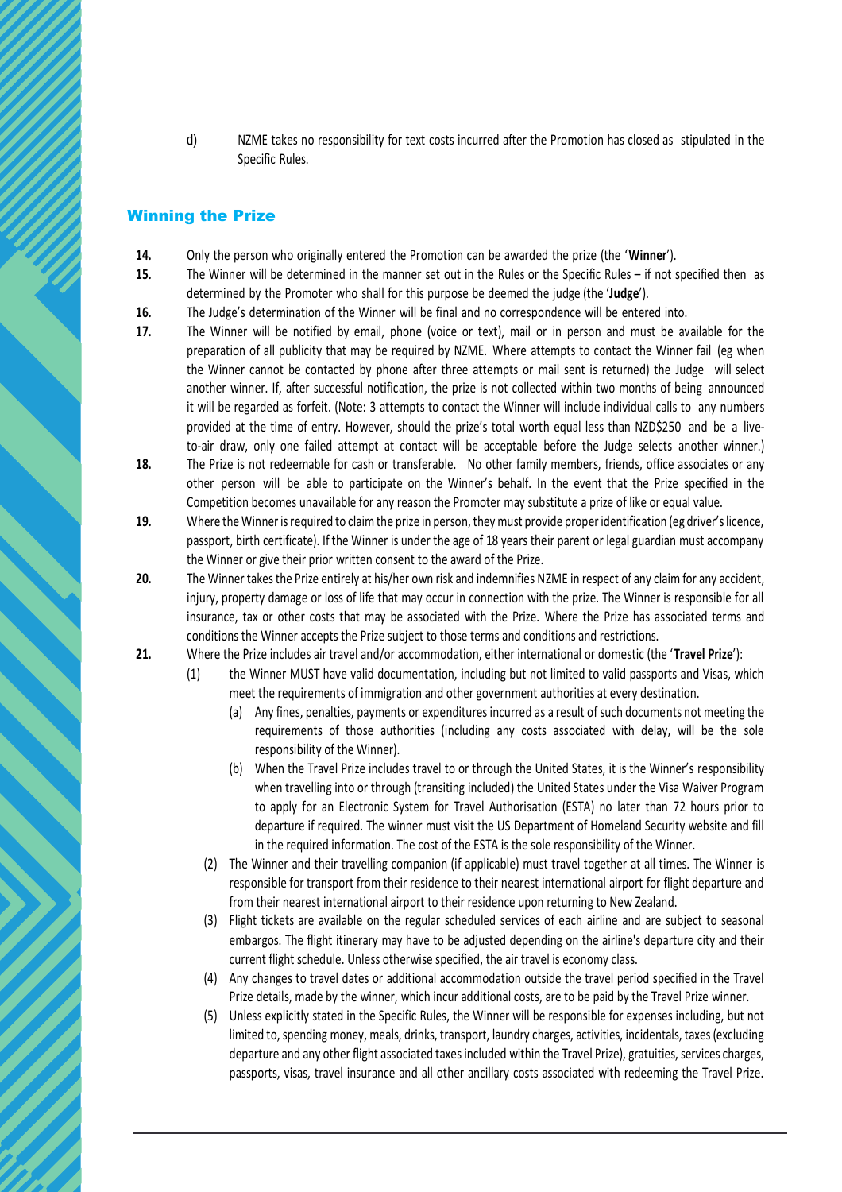d) NZME takes no responsibility for text costs incurred after the Promotion has closed as stipulated in the Specific Rules.

## Winning the Prize

**14.** Only the person who originally entered the Promotion can be awarded the prize (the '**Winner**').

**15.** The Winner will be determined in the manner set out in the Rules or the Specific Rules – if not specified then as determined by the Promoter who shall for this purpose be deemed the judge (the '**Judge**').

**16.** The Judge's determination of the Winner will be final and no correspondence will be entered into.

**17.** The Winner will be notified by email, phone (voice or text), mail or in person and must be available for the preparation of all publicity that may be required by NZME. Where attempts to contact the Winner fail (eg when the Winner cannot be contacted by phone after three attempts or mail sent is returned) the Judge will select another winner. If, after successful notification, the prize is not collected within two months of being announced it will be regarded as forfeit. (Note: 3 attempts to contact the Winner will include individual calls to any numbers provided at the time of entry. However, should the prize's total worth equal less than NZD$250 and be a live-to-air draw, only one failed attempt at contact will be acceptable before the Judge selects another winner.)

**18.** The Prize is not redeemable for cash or transferable. No other family members, friends, office associates or any other person will be able to participate on the Winner's behalf. In the event that the Prize specified in the Competition becomes unavailable for any reason the Promoter may substitute a prize of like or equal value.

**19.** Where the Winner is required to claim the prize in person, they must provide proper identification (eg driver's licence, passport, birth certificate). If the Winner is under the age of 18 years their parent or legal guardian must accompany the Winner or give their prior written consent to the award of the Prize.

**20.** The Winner takes the Prize entirely at his/her own risk and indemnifies NZME in respect of any claim for any accident, injury, property damage or loss of life that may occur in connection with the prize. The Winner is responsible for all insurance, tax or other costs that may be associated with the Prize. Where the Prize has associated terms and conditions the Winner accepts the Prize subject to those terms and conditions and restrictions.

**21.** Where the Prize includes air travel and/or accommodation, either international or domestic (the '**Travel Prize**'):

(1) the Winner MUST have valid documentation, including but not limited to valid passports and Visas, which meet the requirements of immigration and other government authorities at every destination.

(a) Any fines, penalties, payments or expenditures incurred as a result of such documents not meeting the requirements of those authorities (including any costs associated with delay, will be the sole responsibility of the Winner).

(b) When the Travel Prize includes travel to or through the United States, it is the Winner's responsibility when travelling into or through (transiting included) the United States under the Visa Waiver Program to apply for an Electronic System for Travel Authorisation (ESTA) no later than 72 hours prior to departure if required. The winner must visit the US Department of Homeland Security website and fill in the required information. The cost of the ESTA is the sole responsibility of the Winner.

(2) The Winner and their travelling companion (if applicable) must travel together at all times. The Winner is responsible for transport from their residence to their nearest international airport for flight departure and from their nearest international airport to their residence upon returning to New Zealand.

(3) Flight tickets are available on the regular scheduled services of each airline and are subject to seasonal embargos. The flight itinerary may have to be adjusted depending on the airline's departure city and their current flight schedule. Unless otherwise specified, the air travel is economy class.

(4) Any changes to travel dates or additional accommodation outside the travel period specified in the Travel Prize details, made by the winner, which incur additional costs, are to be paid by the Travel Prize winner.

(5) Unless explicitly stated in the Specific Rules, the Winner will be responsible for expenses including, but not limited to, spending money, meals, drinks, transport, laundry charges, activities, incidentals, taxes (excluding departure and any other flight associated taxes included within the Travel Prize), gratuities, services charges, passports, visas, travel insurance and all other ancillary costs associated with redeeming the Travel Prize.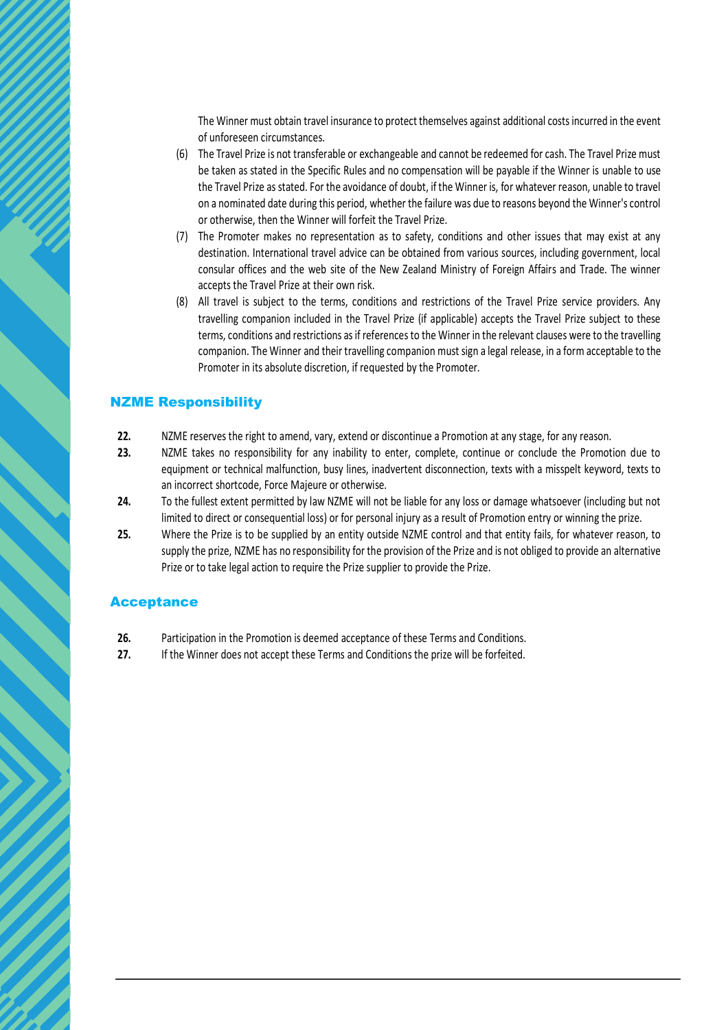The Winner must obtain travel insurance to protect themselves against additional costs incurred in the event of unforeseen circumstances.

(6) The Travel Prize is not transferable or exchangeable and cannot be redeemed for cash. The Travel Prize must be taken as stated in the Specific Rules and no compensation will be payable if the Winner is unable to use the Travel Prize as stated. For the avoidance of doubt, if the Winner is, for whatever reason, unable to travel on a nominated date during this period, whether the failure was due to reasons beyond the Winner's control or otherwise, then the Winner will forfeit the Travel Prize.

(7) The Promoter makes no representation as to safety, conditions and other issues that may exist at any destination. International travel advice can be obtained from various sources, including government, local consular offices and the web site of the New Zealand Ministry of Foreign Affairs and Trade. The winner accepts the Travel Prize at their own risk.

(8) All travel is subject to the terms, conditions and restrictions of the Travel Prize service providers. Any travelling companion included in the Travel Prize (if applicable) accepts the Travel Prize subject to these terms, conditions and restrictions as if references to the Winner in the relevant clauses were to the travelling companion. The Winner and their travelling companion must sign a legal release, in a form acceptable to the Promoter in its absolute discretion, if requested by the Promoter.

## NZME Responsibility

**22.** NZME reserves the right to amend, vary, extend or discontinue a Promotion at any stage, for any reason.

**23.** NZME takes no responsibility for any inability to enter, complete, continue or conclude the Promotion due to equipment or technical malfunction, busy lines, inadvertent disconnection, texts with a misspelt keyword, texts to an incorrect shortcode, Force Majeure or otherwise.

**24.** To the fullest extent permitted by law NZME will not be liable for any loss or damage whatsoever (including but not limited to direct or consequential loss) or for personal injury as a result of Promotion entry or winning the prize.

**25.** Where the Prize is to be supplied by an entity outside NZME control and that entity fails, for whatever reason, to supply the prize, NZME has no responsibility for the provision of the Prize and is not obliged to provide an alternative Prize or to take legal action to require the Prize supplier to provide the Prize.

## Acceptance

**26.** Participation in the Promotion is deemed acceptance of these Terms and Conditions.

**27.** If the Winner does not accept these Terms and Conditions the prize will be forfeited.